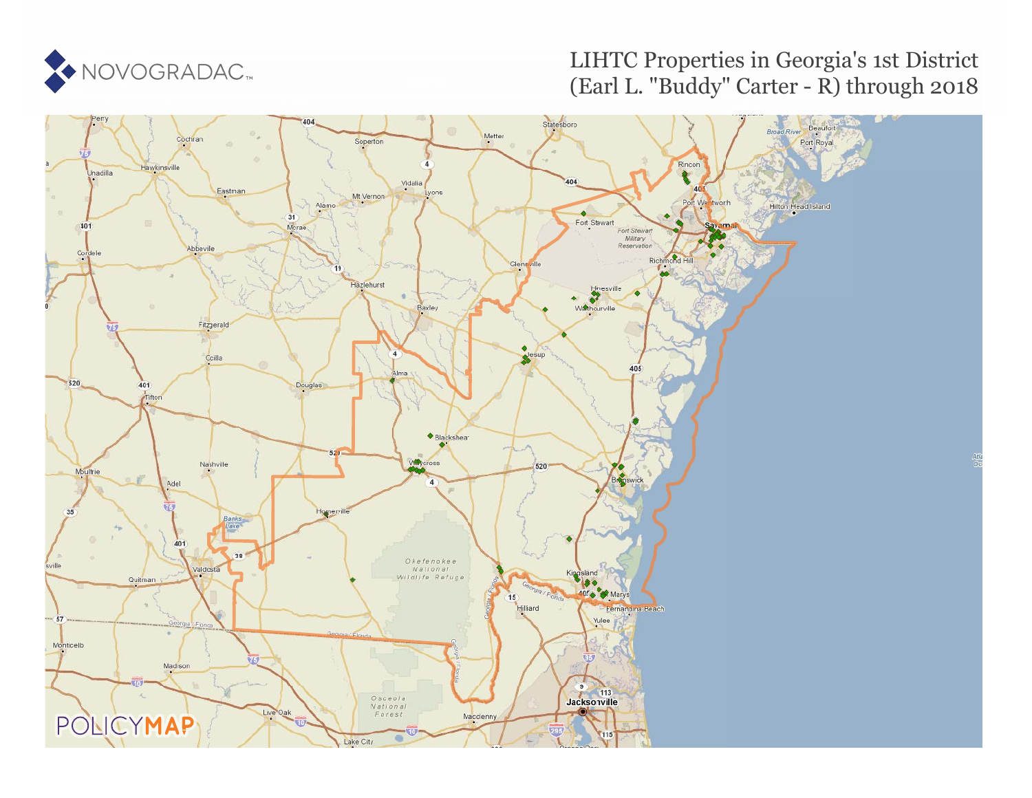# LIHTC Properties in Georgia's 1st District (Earl L. "Buddy" Carter - R) through 2018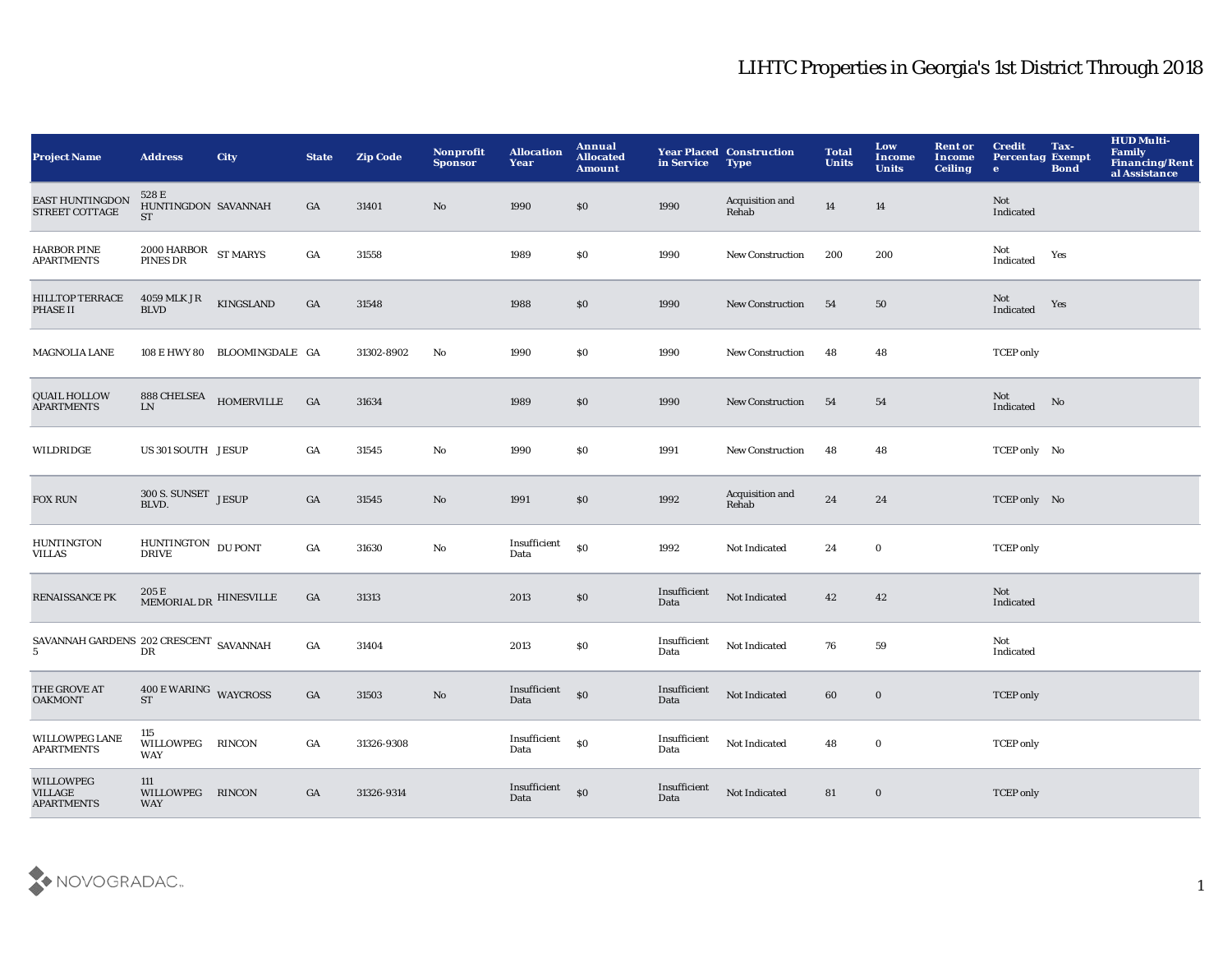# LIHTC Properties in Georgia's 1st District Through 2018

| Project Name | Address | City | State | Zip Code | Nonprofit Sponsor | Allocation Year | Annual Allocated Amount | Year Placed in Service | Construction Type | Total Units | Low Income Units | Rent or Income Ceiling | Credit Percentage | Tax-Exempt Bond | HUD Multi-Family Financing/Rental Assistance |
|---|---|---|---|---|---|---|---|---|---|---|---|---|---|---|---|
| EAST HUNTINGDON STREET COTTAGE | 528 E HUNTINGDON ST | SAVANNAH | GA | 31401 | No | 1990 | $0 | 1990 | Acquisition and Rehab | 14 | 14 | | Not Indicated | | |
| HARBOR PINE APARTMENTS | 2000 HARBOR PINES DR | ST MARYS | GA | 31558 | | 1989 | $0 | 1990 | New Construction | 200 | 200 | | Not Indicated | Yes | |
| HILLTOP TERRACE PHASE II | 4059 MLK JR BLVD | KINGSLAND | GA | 31548 | | 1988 | $0 | 1990 | New Construction | 54 | 50 | | Not Indicated | Yes | |
| MAGNOLIA LANE | 108 E HWY 80 | BLOOMINGDALE | GA | 31302-8902 | No | 1990 | $0 | 1990 | New Construction | 48 | 48 | | TCEP only | | |
| QUAIL HOLLOW APARTMENTS | 888 CHELSEA LN | HOMERVILLE | GA | 31634 | | 1989 | $0 | 1990 | New Construction | 54 | 54 | | Not Indicated | No | |
| WILDRIDGE | US 301 SOUTH | JESUP | GA | 31545 | No | 1990 | $0 | 1991 | New Construction | 48 | 48 | | TCEP only | No | |
| FOX RUN | 300 S. SUNSET BLVD. | JESUP | GA | 31545 | No | 1991 | $0 | 1992 | Acquisition and Rehab | 24 | 24 | | TCEP only | No | |
| HUNTINGTON VILLAS | HUNTINGTON DRIVE | DU PONT | GA | 31630 | No | Insufficient Data | $0 | 1992 | Not Indicated | 24 | 0 | | TCEP only | | |
| RENAISSANCE PK | 205 E MEMORIAL DR | HINESVILLE | GA | 31313 | | 2013 | $0 | Insufficient Data | Not Indicated | 42 | 42 | | Not Indicated | | |
| SAVANNAH GARDENS 5 | 202 CRESCENT DR | SAVANNAH | GA | 31404 | | 2013 | $0 | Insufficient Data | Not Indicated | 76 | 59 | | Not Indicated | | |
| THE GROVE AT OAKMONT | 400 E WARING ST | WAYCROSS | GA | 31503 | No | Insufficient Data | $0 | Insufficient Data | Not Indicated | 60 | 0 | | TCEP only | | |
| WILLOWPEG LANE APARTMENTS | 115 WILLOWPEG WAY | RINCON | GA | 31326-9308 | | Insufficient Data | $0 | Insufficient Data | Not Indicated | 48 | 0 | | TCEP only | | |
| WILLOWPEG VILLAGE APARTMENTS | 111 WILLOWPEG WAY | RINCON | GA | 31326-9314 | | Insufficient Data | $0 | Insufficient Data | Not Indicated | 81 | 0 | | TCEP only | | |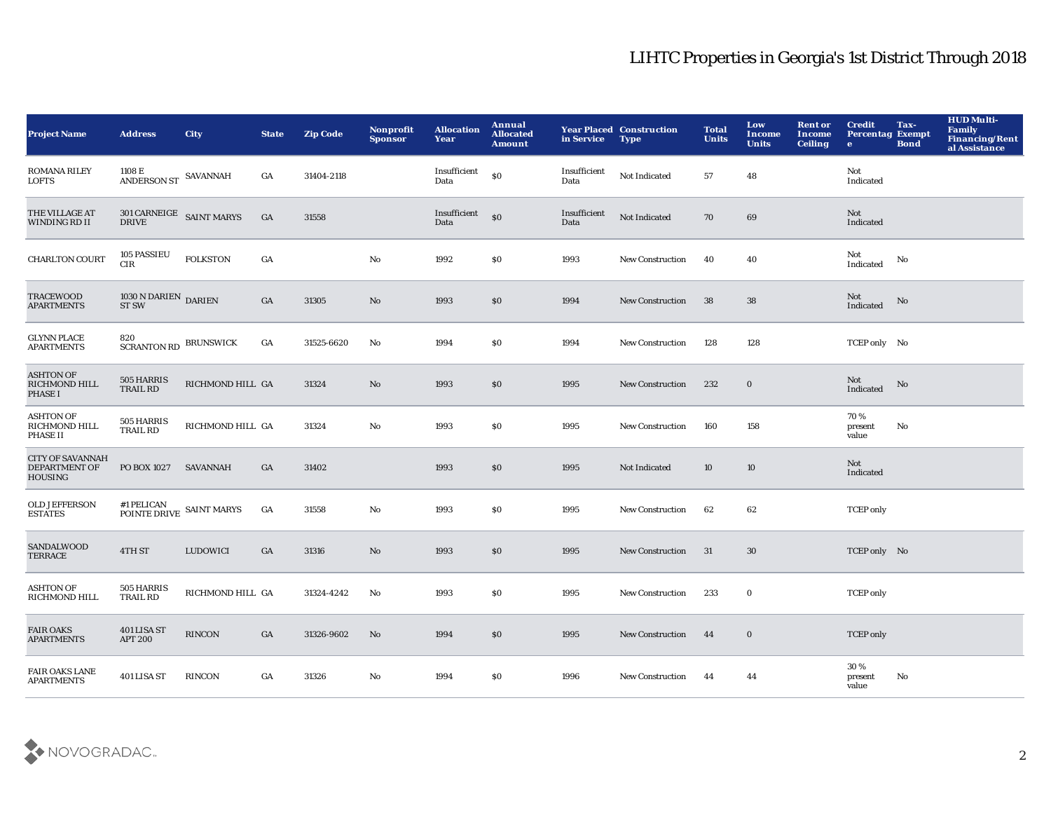## LIHTC Properties in Georgia's 1st District Through 2018

| Project Name | Address | City | State | Zip Code | Nonprofit Sponsor | Allocation Year | Annual Allocated Amount | Year Placed in Service | Construction Type | Total Units | Low Income Units | Rent or Income Ceiling | Credit Percentage | Tax-Exempt Bond | HUD Multi-Family Financing/Rental Assistance |
|---|---|---|---|---|---|---|---|---|---|---|---|---|---|---|---|
| ROMANA RILEY LOFTS | 1108 E ANDERSON ST | SAVANNAH | GA | 31404-2118 | | Insufficient Data | $0 | Insufficient Data | Not Indicated | 57 | 48 | | Not Indicated | | |
| THE VILLAGE AT WINDING RD II | 301 CARNEIGE DRIVE | SAINT MARYS | GA | 31558 | | Insufficient Data | $0 | Insufficient Data | Not Indicated | 70 | 69 | | Not Indicated | | |
| CHARLTON COURT | 105 PASSIEU CIR | FOLKSTON | GA | | No | 1992 | $0 | 1993 | New Construction | 40 | 40 | | Not Indicated | No | |
| TRACEWOOD APARTMENTS | 1030 N DARIEN ST SW | DARIEN | GA | 31305 | No | 1993 | $0 | 1994 | New Construction | 38 | 38 | | Not Indicated | No | |
| GLYNN PLACE APARTMENTS | 820 SCRANTON RD | BRUNSWICK | GA | 31525-6620 | No | 1994 | $0 | 1994 | New Construction | 128 | 128 | | TCEP only | No | |
| ASHTON OF RICHMOND HILL PHASE I | 505 HARRIS TRAIL RD | RICHMOND HILL | GA | 31324 | No | 1993 | $0 | 1995 | New Construction | 232 | 0 | | Not Indicated | No | |
| ASHTON OF RICHMOND HILL PHASE II | 505 HARRIS TRAIL RD | RICHMOND HILL | GA | 31324 | No | 1993 | $0 | 1995 | New Construction | 160 | 158 | | 70 % present value | No | |
| CITY OF SAVANNAH DEPARTMENT OF HOUSING | PO BOX 1027 | SAVANNAH | GA | 31402 | | 1993 | $0 | 1995 | Not Indicated | 10 | 10 | | Not Indicated | | |
| OLD JEFFERSON ESTATES | #1 PELICAN POINTE DRIVE | SAINT MARYS | GA | 31558 | No | 1993 | $0 | 1995 | New Construction | 62 | 62 | | TCEP only | | |
| SANDALWOOD TERRACE | 4TH ST | LUDOWICI | GA | 31316 | No | 1993 | $0 | 1995 | New Construction | 31 | 30 | | TCEP only | No | |
| ASHTON OF RICHMOND HILL | 505 HARRIS TRAIL RD | RICHMOND HILL | GA | 31324-4242 | No | 1993 | $0 | 1995 | New Construction | 233 | 0 | | TCEP only | | |
| FAIR OAKS APARTMENTS | 401 LISA ST APT 200 | RINCON | GA | 31326-9602 | No | 1994 | $0 | 1995 | New Construction | 44 | 0 | | TCEP only | | |
| FAIR OAKS LANE APARTMENTS | 401 LISA ST | RINCON | GA | 31326 | No | 1994 | $0 | 1996 | New Construction | 44 | 44 | | 30 % present value | No | |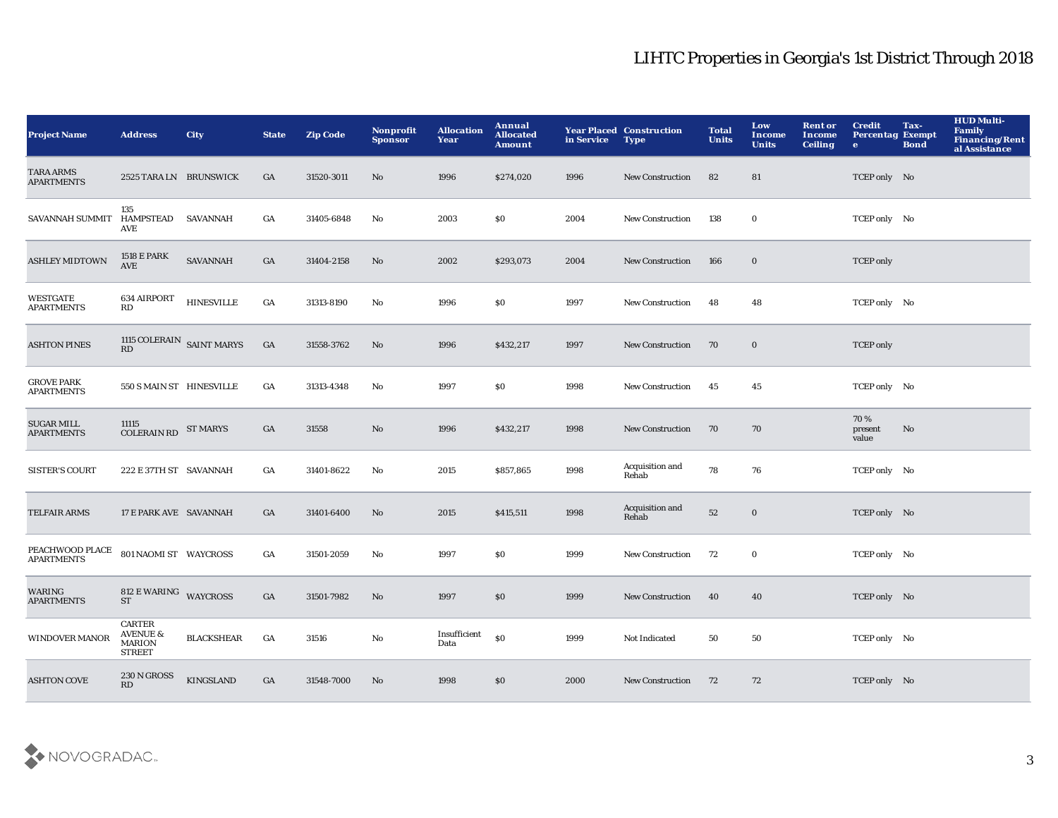# LIHTC Properties in Georgia's 1st District Through 2018

| Project Name | Address | City | State | Zip Code | Nonprofit Sponsor | Allocation Year | Annual Allocated Amount | Year Placed in Service | Construction Type | Total Units | Low Income Units | Rent or Income Ceiling | Credit Percentage | Tax-Exempt Bond | HUD Multi-Family Financing/Rental Assistance |
|---|---|---|---|---|---|---|---|---|---|---|---|---|---|---|---|
| TARA ARMS APARTMENTS | 2525 TARA LN | BRUNSWICK | GA | 31520-3011 | No | 1996 | $274,020 | 1996 | New Construction | 82 | 81 | | TCEP only | No | |
| SAVANNAH SUMMIT | 135 HAMPSTEAD AVE | SAVANNAH | GA | 31405-6848 | No | 2003 | $0 | 2004 | New Construction | 138 | 0 | | TCEP only | No | |
| ASHLEY MIDTOWN | 1518 E PARK AVE | SAVANNAH | GA | 31404-2158 | No | 2002 | $293,073 | 2004 | New Construction | 166 | 0 | | TCEP only | | |
| WESTGATE APARTMENTS | 634 AIRPORT RD | HINESVILLE | GA | 31313-8190 | No | 1996 | $0 | 1997 | New Construction | 48 | 48 | | TCEP only | No | |
| ASHTON PINES | 1115 COLERAIN RD | SAINT MARYS | GA | 31558-3762 | No | 1996 | $432,217 | 1997 | New Construction | 70 | 0 | | TCEP only | | |
| GROVE PARK APARTMENTS | 550 S MAIN ST | HINESVILLE | GA | 31313-4348 | No | 1997 | $0 | 1998 | New Construction | 45 | 45 | | TCEP only | No | |
| SUGAR MILL APARTMENTS | 11115 COLERAIN RD | ST MARYS | GA | 31558 | No | 1996 | $432,217 | 1998 | New Construction | 70 | 70 | | 70 % present value | No | |
| SISTER'S COURT | 222 E 37TH ST | SAVANNAH | GA | 31401-8622 | No | 2015 | $857,865 | 1998 | Acquisition and Rehab | 78 | 76 | | TCEP only | No | |
| TELFAIR ARMS | 17 E PARK AVE | SAVANNAH | GA | 31401-6400 | No | 2015 | $415,511 | 1998 | Acquisition and Rehab | 52 | 0 | | TCEP only | No | |
| PEACHWOOD PLACE APARTMENTS | 801 NAOMI ST | WAYCROSS | GA | 31501-2059 | No | 1997 | $0 | 1999 | New Construction | 72 | 0 | | TCEP only | No | |
| WARING APARTMENTS | 812 E WARING ST | WAYCROSS | GA | 31501-7982 | No | 1997 | $0 | 1999 | New Construction | 40 | 40 | | TCEP only | No | |
| WINDOVER MANOR | CARTER AVENUE & MARION STREET | BLACKSHEAR | GA | 31516 | No | Insufficient Data | $0 | 1999 | Not Indicated | 50 | 50 | | TCEP only | No | |
| ASHTON COVE | 230 N GROSS RD | KINGSLAND | GA | 31548-7000 | No | 1998 | $0 | 2000 | New Construction | 72 | 72 | | TCEP only | No | |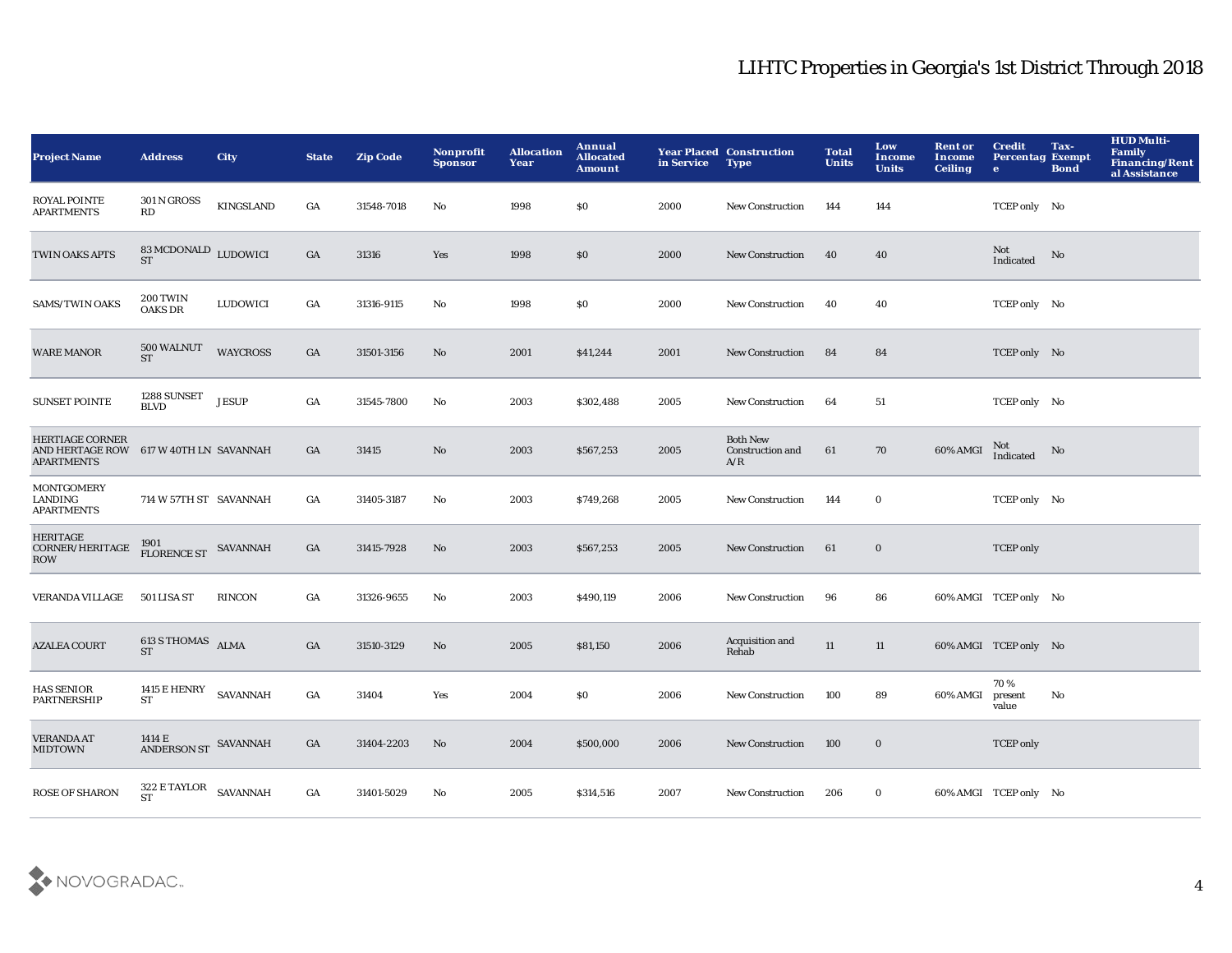# LIHTC Properties in Georgia's 1st District Through 2018

| Project Name | Address | City | State | Zip Code | Nonprofit Sponsor | Allocation Year | Annual Allocated Amount | Year Placed in Service | Construction Type | Total Units | Low Income Units | Rent or Income Ceiling | Credit Percentage | Tax-Exempt Bond | HUD Multi-Family Financing/Rental Assistance |
|---|---|---|---|---|---|---|---|---|---|---|---|---|---|---|---|
| ROYAL POINTE APARTMENTS | 301 N GROSS RD | KINGSLAND | GA | 31548-7018 | No | 1998 | $0 | 2000 | New Construction | 144 | 144 | | TCEP only | No | |
| TWIN OAKS APTS | 83 MCDONALD ST | LUDOWICI | GA | 31316 | Yes | 1998 | $0 | 2000 | New Construction | 40 | 40 | | Not Indicated | No | |
| SAMS/TWIN OAKS | 200 TWIN OAKS DR | LUDOWICI | GA | 31316-9115 | No | 1998 | $0 | 2000 | New Construction | 40 | 40 | | TCEP only | No | |
| WARE MANOR | 500 WALNUT ST | WAYCROSS | GA | 31501-3156 | No | 2001 | $41,244 | 2001 | New Construction | 84 | 84 | | TCEP only | No | |
| SUNSET POINTE | 1288 SUNSET BLVD | JESUP | GA | 31545-7800 | No | 2003 | $302,488 | 2005 | New Construction | 64 | 51 | | TCEP only | No | |
| HERTIAGE CORNER AND HERTAGE ROW APARTMENTS | 617 W 40TH LN | SAVANNAH | GA | 31415 | No | 2003 | $567,253 | 2005 | Both New Construction and A/R | 61 | 70 | 60% AMGI | Not Indicated | No | |
| MONTGOMERY LANDING APARTMENTS | 714 W 57TH ST | SAVANNAH | GA | 31405-3187 | No | 2003 | $749,268 | 2005 | New Construction | 144 | 0 | | TCEP only | No | |
| HERITAGE CORNER/HERITAGE ROW | 1901 FLORENCE ST | SAVANNAH | GA | 31415-7928 | No | 2003 | $567,253 | 2005 | New Construction | 61 | 0 | | TCEP only | | |
| VERANDA VILLAGE | 501 LISA ST | RINCON | GA | 31326-9655 | No | 2003 | $490,119 | 2006 | New Construction | 96 | 86 | 60% AMGI | TCEP only | No | |
| AZALEA COURT | 613 S THOMAS ST | ALMA | GA | 31510-3129 | No | 2005 | $81,150 | 2006 | Acquisition and Rehab | 11 | 11 | 60% AMGI | TCEP only | No | |
| HAS SENIOR PARTNERSHIP | 1415 E HENRY ST | SAVANNAH | GA | 31404 | Yes | 2004 | $0 | 2006 | New Construction | 100 | 89 | 60% AMGI | 70 % present value | No | |
| VERANDA AT MIDTOWN | 1414 E ANDERSON ST | SAVANNAH | GA | 31404-2203 | No | 2004 | $500,000 | 2006 | New Construction | 100 | 0 | | TCEP only | | |
| ROSE OF SHARON | 322 E TAYLOR ST | SAVANNAH | GA | 31401-5029 | No | 2005 | $314,516 | 2007 | New Construction | 206 | 0 | 60% AMGI | TCEP only | No | |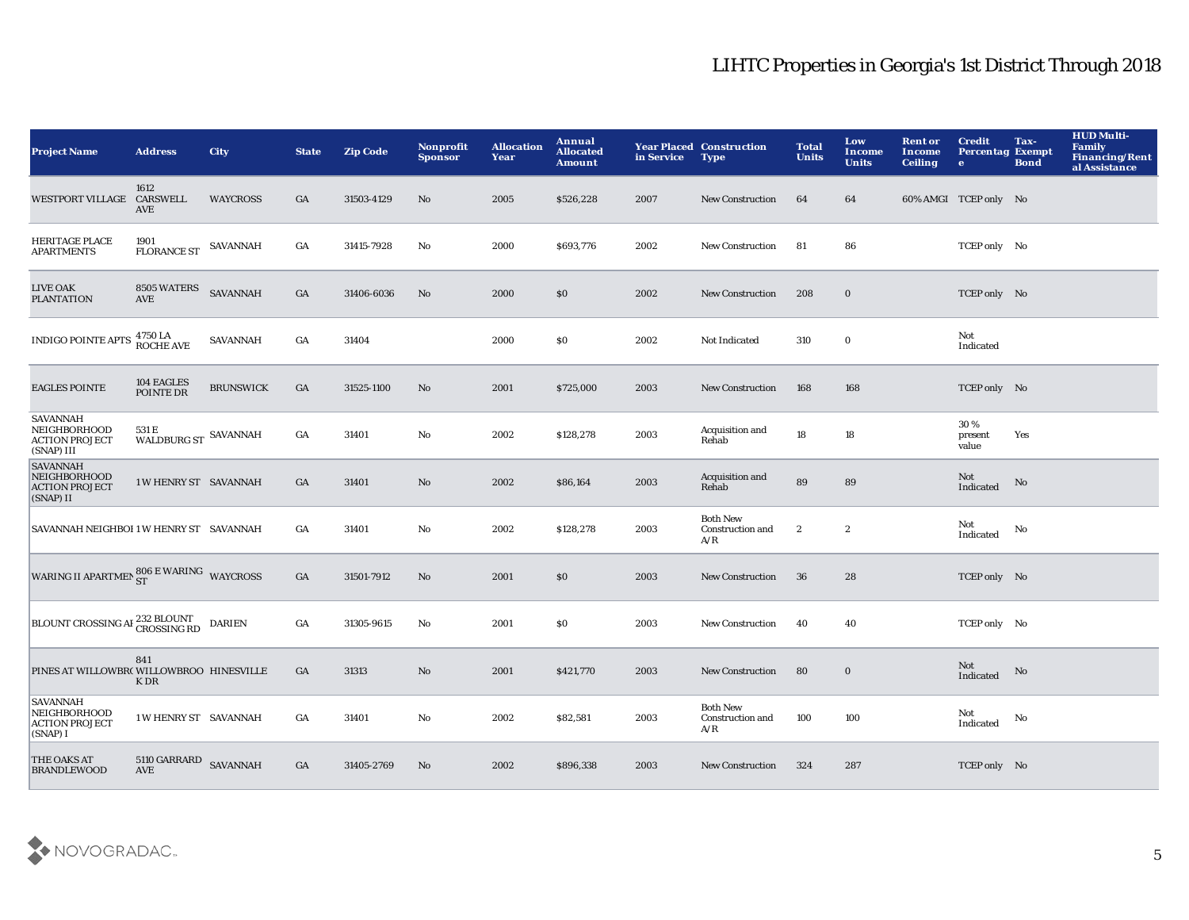# LIHTC Properties in Georgia's 1st District Through 2018

| Project Name | Address | City | State | Zip Code | Nonprofit Sponsor | Allocation Year | Annual Allocated Amount | Year Placed in Service | Construction Type | Total Units | Low Income Units | Rent or Income Ceiling | Credit Percentage | Tax-Exempt Bond | HUD Multi-Family Financing/Rental Assistance |
|---|---|---|---|---|---|---|---|---|---|---|---|---|---|---|---|
| WESTPORT VILLAGE | 1612 CARSWELL AVE | WAYCROSS | GA | 31503-4129 | No | 2005 | $526,228 | 2007 | New Construction | 64 | 64 | 60% AMGI | TCEP only | No | |
| HERITAGE PLACE APARTMENTS | 1901 FLORANCE ST | SAVANNAH | GA | 31415-7928 | No | 2000 | $693,776 | 2002 | New Construction | 81 | 86 | | TCEP only | No | |
| LIVE OAK PLANTATION | 8505 WATERS AVE | SAVANNAH | GA | 31406-6036 | No | 2000 | $0 | 2002 | New Construction | 208 | 0 | | TCEP only | No | |
| INDIGO POINTE APTS | 4750 LA ROCHE AVE | SAVANNAH | GA | 31404 | | 2000 | $0 | 2002 | Not Indicated | 310 | 0 | | Not Indicated | | |
| EAGLES POINTE | 104 EAGLES POINTE DR | BRUNSWICK | GA | 31525-1100 | No | 2001 | $725,000 | 2003 | New Construction | 168 | 168 | | TCEP only | No | |
| SAVANNAH NEIGHBORHOOD ACTION PROJECT (SNAP) III | 531 E WALDBURG ST | SAVANNAH | GA | 31401 | No | 2002 | $128,278 | 2003 | Acquisition and Rehab | 18 | 18 | | 30 % present value | Yes | |
| SAVANNAH NEIGHBORHOOD ACTION PROJECT (SNAP) II | 1 W HENRY ST | SAVANNAH | GA | 31401 | No | 2002 | $86,164 | 2003 | Acquisition and Rehab | 89 | 89 | | Not Indicated | No | |
| SAVANNAH NEIGHBOI | 1 W HENRY ST | SAVANNAH | GA | 31401 | No | 2002 | $128,278 | 2003 | Both New Construction and A/R | 2 | 2 | | Not Indicated | No | |
| WARING II APARTMEN | 806 E WARING ST | WAYCROSS | GA | 31501-7912 | No | 2001 | $0 | 2003 | New Construction | 36 | 28 | | TCEP only | No | |
| BLOUNT CROSSING AI | 232 BLOUNT CROSSING RD | DARIEN | GA | 31305-9615 | No | 2001 | $0 | 2003 | New Construction | 40 | 40 | | TCEP only | No | |
| PINES AT WILLOWBRO | 841 WILLOWBROOK DR | HINESVILLE | GA | 31313 | No | 2001 | $421,770 | 2003 | New Construction | 80 | 0 | | Not Indicated | No | |
| SAVANNAH NEIGHBORHOOD ACTION PROJECT (SNAP) I | 1 W HENRY ST | SAVANNAH | GA | 31401 | No | 2002 | $82,581 | 2003 | Both New Construction and A/R | 100 | 100 | | Not Indicated | No | |
| THE OAKS AT BRANDLEWOOD | 5110 GARRARD AVE | SAVANNAH | GA | 31405-2769 | No | 2002 | $896,338 | 2003 | New Construction | 324 | 287 | | TCEP only | No | |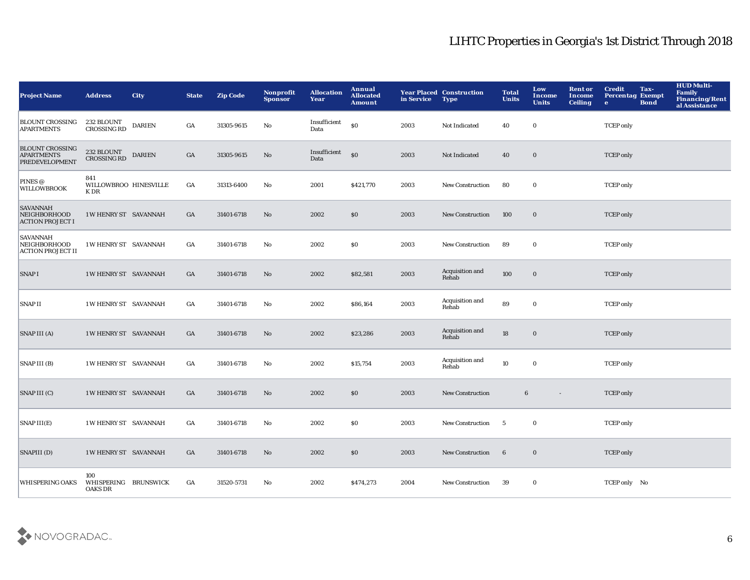# LIHTC Properties in Georgia's 1st District Through 2018

| Project Name | Address | City | State | Zip Code | Nonprofit Sponsor | Allocation Year | Annual Allocated Amount | Year Placed in Service | Construction Type | Total Units | Low Income Units | Rent or Income Ceiling | Credit Percentage | Tax-Exempt Bond | HUD Multi-Family Financing/Rental Assistance |
|---|---|---|---|---|---|---|---|---|---|---|---|---|---|---|---|
| BLOUNT CROSSING APARTMENTS | 232 BLOUNT CROSSING RD | DARIEN | GA | 31305-9615 | No | Insufficient Data | $0 | 2003 | Not Indicated | 40 | 0 | | TCEP only | | |
| BLOUNT CROSSING APARTMENTS PREDEVELOPMENT | 232 BLOUNT CROSSING RD | DARIEN | GA | 31305-9615 | No | Insufficient Data | $0 | 2003 | Not Indicated | 40 | 0 | | TCEP only | | |
| PINES @ WILLOWBROOK | 841 WILLOWBROOK DR | HINESVILLE | GA | 31313-6400 | No | 2001 | $421,770 | 2003 | New Construction | 80 | 0 | | TCEP only | | |
| SAVANNAH NEIGHBORHOOD ACTION PROJECT I | 1 W HENRY ST | SAVANNAH | GA | 31401-6718 | No | 2002 | $0 | 2003 | New Construction | 100 | 0 | | TCEP only | | |
| SAVANNAH NEIGHBORHOOD ACTION PROJECT II | 1 W HENRY ST | SAVANNAH | GA | 31401-6718 | No | 2002 | $0 | 2003 | New Construction | 89 | 0 | | TCEP only | | |
| SNAP I | 1 W HENRY ST | SAVANNAH | GA | 31401-6718 | No | 2002 | $82,581 | 2003 | Acquisition and Rehab | 100 | 0 | | TCEP only | | |
| SNAP II | 1 W HENRY ST | SAVANNAH | GA | 31401-6718 | No | 2002 | $86,164 | 2003 | Acquisition and Rehab | 89 | 0 | | TCEP only | | |
| SNAP III (A) | 1 W HENRY ST | SAVANNAH | GA | 31401-6718 | No | 2002 | $23,286 | 2003 | Acquisition and Rehab | 18 | 0 | | TCEP only | | |
| SNAP III (B) | 1 W HENRY ST | SAVANNAH | GA | 31401-6718 | No | 2002 | $15,754 | 2003 | Acquisition and Rehab | 10 | 0 | | TCEP only | | |
| SNAP III (C) | 1 W HENRY ST | SAVANNAH | GA | 31401-6718 | No | 2002 | $0 | 2003 | New Construction | 6 | - | | TCEP only | | |
| SNAP III(E) | 1 W HENRY ST | SAVANNAH | GA | 31401-6718 | No | 2002 | $0 | 2003 | New Construction | 5 | 0 | | TCEP only | | |
| SNAPIII (D) | 1 W HENRY ST | SAVANNAH | GA | 31401-6718 | No | 2002 | $0 | 2003 | New Construction | 6 | 0 | | TCEP only | | |
| WHISPERING OAKS | 100 WHISPERING OAKS DR | BRUNSWICK | GA | 31520-5731 | No | 2002 | $474,273 | 2004 | New Construction | 39 | 0 | | TCEP only | No | |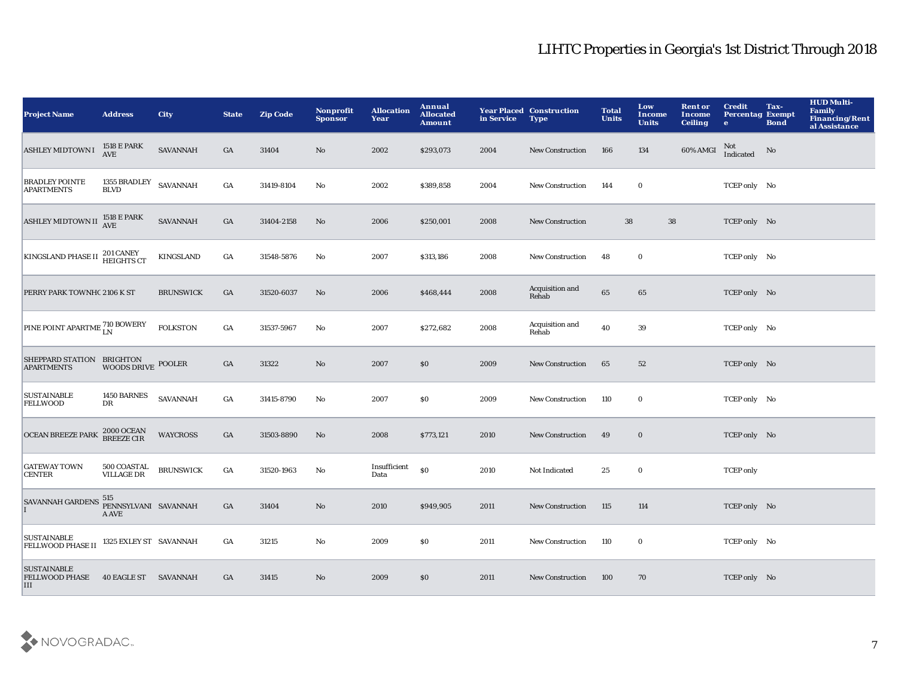## LIHTC Properties in Georgia's 1st District Through 2018

| Project Name | Address | City | State | Zip Code | Nonprofit Sponsor | Allocation Year | Annual Allocated Amount | Year Placed in Service | Construction Type | Total Units | Low Income Units | Rent or Income Ceiling | Credit Percentage | Tax-Exempt Bond | HUD Multi-Family Financing/Rental Assistance |
|---|---|---|---|---|---|---|---|---|---|---|---|---|---|---|---|
| ASHLEY MIDTOWN I | 1518 E PARK AVE | SAVANNAH | GA | 31404 | No | 2002 | $293,073 | 2004 | New Construction | 166 | 134 | 60% AMGI | Not Indicated | No | |
| BRADLEY POINTE APARTMENTS | 1355 BRADLEY BLVD | SAVANNAH | GA | 31419-8104 | No | 2002 | $389,858 | 2004 | New Construction | 144 | 0 | | TCEP only | No | |
| ASHLEY MIDTOWN II | 1518 E PARK AVE | SAVANNAH | GA | 31404-2158 | No | 2006 | $250,001 | 2008 | New Construction | 38 | 38 | | TCEP only | No | |
| KINGSLAND PHASE II | 201 CANEY HEIGHTS CT | KINGSLAND | GA | 31548-5876 | No | 2007 | $313,186 | 2008 | New Construction | 48 | 0 | | TCEP only | No | |
| PERRY PARK TOWNHO | 2106 K ST | BRUNSWICK | GA | 31520-6037 | No | 2006 | $468,444 | 2008 | Acquisition and Rehab | 65 | 65 | | TCEP only | No | |
| PINE POINT APARTME | 710 BOWERY LN | FOLKSTON | GA | 31537-5967 | No | 2007 | $272,682 | 2008 | Acquisition and Rehab | 40 | 39 | | TCEP only | No | |
| SHEPPARD STATION APARTMENTS | BRIGHTON WOODS DRIVE | POOLER | GA | 31322 | No | 2007 | $0 | 2009 | New Construction | 65 | 52 | | TCEP only | No | |
| SUSTAINABLE FELLWOOD | 1450 BARNES DR | SAVANNAH | GA | 31415-8790 | No | 2007 | $0 | 2009 | New Construction | 110 | 0 | | TCEP only | No | |
| OCEAN BREEZE PARK | 2000 OCEAN BREEZE CIR | WAYCROSS | GA | 31503-8890 | No | 2008 | $773,121 | 2010 | New Construction | 49 | 0 | | TCEP only | No | |
| GATEWAY TOWN CENTER | 500 COASTAL VILLAGE DR | BRUNSWICK | GA | 31520-1963 | No | Insufficient Data | $0 | 2010 | Not Indicated | 25 | 0 | | TCEP only | | |
| SAVANNAH GARDENS I | 515 PENNSYLVANIA AVE | SAVANNAH | GA | 31404 | No | 2010 | $949,905 | 2011 | New Construction | 115 | 114 | | TCEP only | No | |
| SUSTAINABLE FELLWOOD PHASE II | 1325 EXLEY ST | SAVANNAH | GA | 31215 | No | 2009 | $0 | 2011 | New Construction | 110 | 0 | | TCEP only | No | |
| SUSTAINABLE FELLWOOD PHASE III | 40 EAGLE ST | SAVANNAH | GA | 31415 | No | 2009 | $0 | 2011 | New Construction | 100 | 70 | | TCEP only | No | |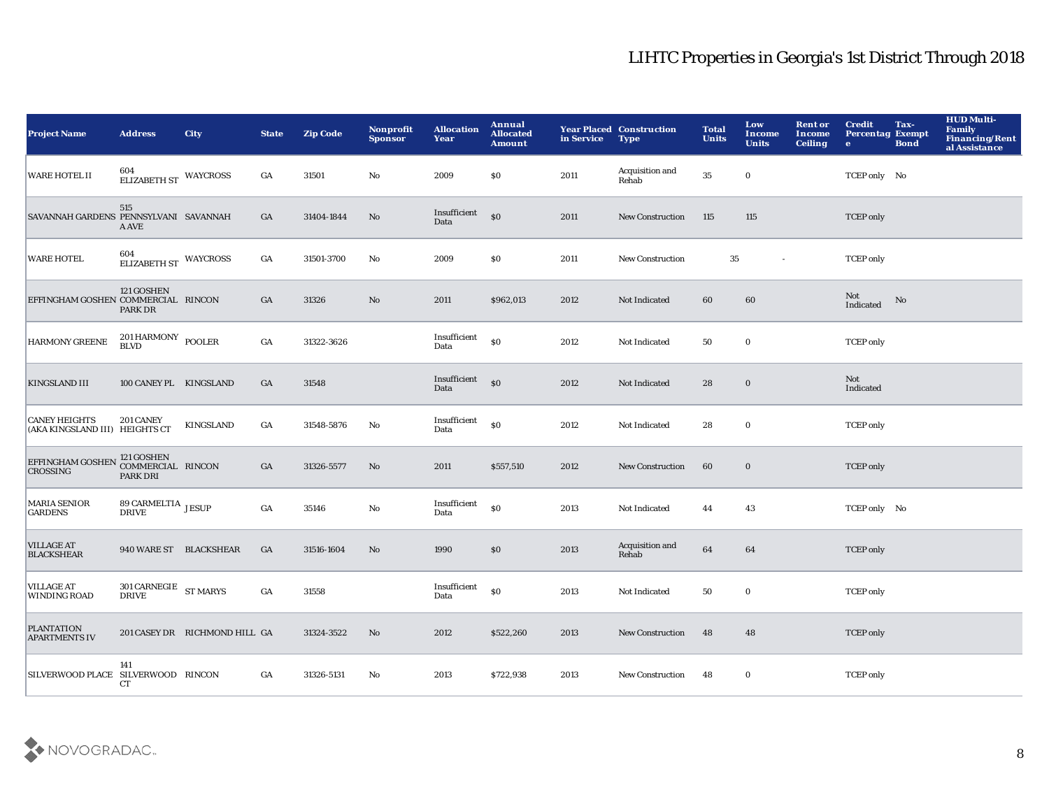# LIHTC Properties in Georgia's 1st District Through 2018

| Project Name | Address | City | State | Zip Code | Nonprofit Sponsor | Allocation Year | Annual Allocated Amount | Year Placed in Service | Construction Type | Total Units | Low Income Units | Rent or Income Ceiling | Credit Percentage | Tax-Exempt Bond | HUD Multi-Family Financing/Rental Assistance |
|---|---|---|---|---|---|---|---|---|---|---|---|---|---|---|---|
| WARE HOTEL II | 604 ELIZABETH ST | WAYCROSS | GA | 31501 | No | 2009 | $0 | 2011 | Acquisition and Rehab | 35 | 0 | | TCEP only | No | |
| SAVANNAH GARDENS | 515 PENNSYLVANIA AVE | SAVANNAH | GA | 31404-1844 | No | Insufficient Data | $0 | 2011 | New Construction | 115 | 115 | | TCEP only | | |
| WARE HOTEL | 604 ELIZABETH ST | WAYCROSS | GA | 31501-3700 | No | 2009 | $0 | 2011 | New Construction | 35 | - | | TCEP only | | |
| EFFINGHAM GOSHEN | 121 GOSHEN COMMERCIAL PARK DR | RINCON | GA | 31326 | No | 2011 | $962,013 | 2012 | Not Indicated | 60 | 60 | | Not Indicated | No | |
| HARMONY GREENE | 201 HARMONY BLVD | POOLER | GA | 31322-3626 | | Insufficient Data | $0 | 2012 | Not Indicated | 50 | 0 | | TCEP only | | |
| KINGSLAND III | 100 CANEY PL | KINGSLAND | GA | 31548 | | Insufficient Data | $0 | 2012 | Not Indicated | 28 | 0 | | Not Indicated | | |
| CANEY HEIGHTS (AKA KINGSLAND III) | 201 CANEY HEIGHTS CT | KINGSLAND | GA | 31548-5876 | No | Insufficient Data | $0 | 2012 | Not Indicated | 28 | 0 | | TCEP only | | |
| EFFINGHAM GOSHEN CROSSING | 121 GOSHEN COMMERCIAL PARK DRI | RINCON | GA | 31326-5577 | No | 2011 | $557,510 | 2012 | New Construction | 60 | 0 | | TCEP only | | |
| MARIA SENIOR GARDENS | 89 CARMELTIA DRIVE | JESUP | GA | 35146 | No | Insufficient Data | $0 | 2013 | Not Indicated | 44 | 43 | | TCEP only | No | |
| VILLAGE AT BLACKSHEAR | 940 WARE ST | BLACKSHEAR | GA | 31516-1604 | No | 1990 | $0 | 2013 | Acquisition and Rehab | 64 | 64 | | TCEP only | | |
| VILLAGE AT WINDING ROAD | 301 CARNEGIE DRIVE | ST MARYS | GA | 31558 | | Insufficient Data | $0 | 2013 | Not Indicated | 50 | 0 | | TCEP only | | |
| PLANTATION APARTMENTS IV | 201 CASEY DR | RICHMOND HILL | GA | 31324-3522 | No | 2012 | $522,260 | 2013 | New Construction | 48 | 48 | | TCEP only | | |
| SILVERWOOD PLACE | 141 SILVERWOOD CT | RINCON | GA | 31326-5131 | No | 2013 | $722,938 | 2013 | New Construction | 48 | 0 | | TCEP only | | |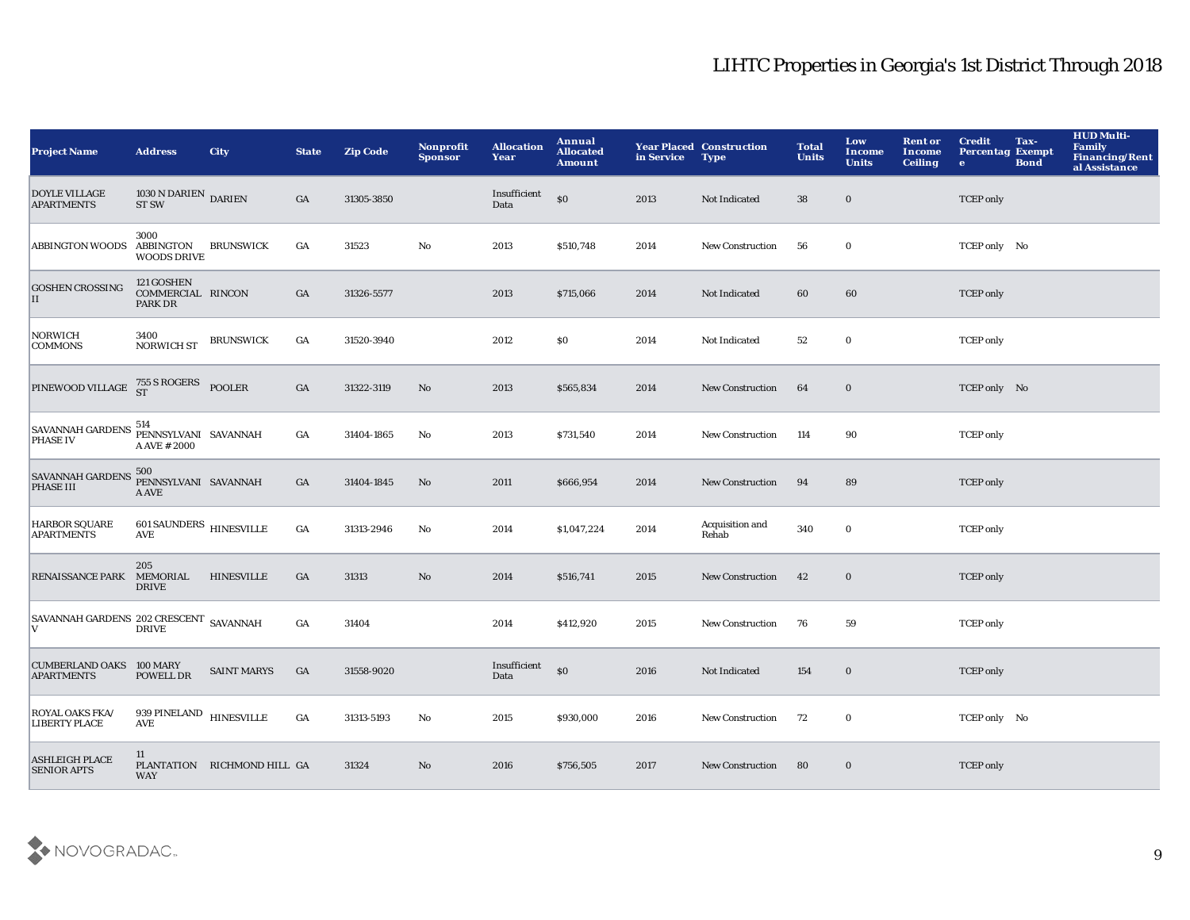# LIHTC Properties in Georgia's 1st District Through 2018

| Project Name | Address | City | State | Zip Code | Nonprofit Sponsor | Allocation Year | Annual Allocated Amount | Year Placed in Service | Construction Type | Total Units | Low Income Units | Rent or Income Ceiling | Credit Percentage | Tax-Exempt Bond | HUD Multi-Family Financing/Rental Assistance |
|---|---|---|---|---|---|---|---|---|---|---|---|---|---|---|---|
| DOYLE VILLAGE APARTMENTS | 1030 N DARIEN ST SW | DARIEN | GA | 31305-3850 | | Insufficient Data | $0 | 2013 | Not Indicated | 38 | 0 | | TCEP only | | |
| ABBINGTON WOODS | 3000 ABBINGTON WOODS DRIVE | BRUNSWICK | GA | 31523 | No | 2013 | $510,748 | 2014 | New Construction | 56 | 0 | | TCEP only | No | |
| GOSHEN CROSSING II | 121 GOSHEN COMMERCIAL PARK DR | RINCON | GA | 31326-5577 | | 2013 | $715,066 | 2014 | Not Indicated | 60 | 60 | | TCEP only | | |
| NORWICH COMMONS | 3400 NORWICH ST | BRUNSWICK | GA | 31520-3940 | | 2012 | $0 | 2014 | Not Indicated | 52 | 0 | | TCEP only | | |
| PINEWOOD VILLAGE | 755 S ROGERS ST | POOLER | GA | 31322-3119 | No | 2013 | $565,834 | 2014 | New Construction | 64 | 0 | | TCEP only | No | |
| SAVANNAH GARDENS PHASE IV | 514 PENNSYLVANIA AVE # 2000 | SAVANNAH | GA | 31404-1865 | No | 2013 | $731,540 | 2014 | New Construction | 114 | 90 | | TCEP only | | |
| SAVANNAH GARDENS PHASE III | 500 PENNSYLVANIA AVE | SAVANNAH | GA | 31404-1845 | No | 2011 | $666,954 | 2014 | New Construction | 94 | 89 | | TCEP only | | |
| HARBOR SQUARE APARTMENTS | 601 SAUNDERS AVE | HINESVILLE | GA | 31313-2946 | No | 2014 | $1,047,224 | 2014 | Acquisition and Rehab | 340 | 0 | | TCEP only | | |
| RENAISSANCE PARK | 205 MEMORIAL DRIVE | HINESVILLE | GA | 31313 | No | 2014 | $516,741 | 2015 | New Construction | 42 | 0 | | TCEP only | | |
| SAVANNAH GARDENS V | 202 CRESCENT DRIVE | SAVANNAH | GA | 31404 | | 2014 | $412,920 | 2015 | New Construction | 76 | 59 | | TCEP only | | |
| CUMBERLAND OAKS APARTMENTS | 100 MARY POWELL DR | SAINT MARYS | GA | 31558-9020 | | Insufficient Data | $0 | 2016 | Not Indicated | 154 | 0 | | TCEP only | | |
| ROYAL OAKS FKA/ LIBERTY PLACE | 939 PINELAND AVE | HINESVILLE | GA | 31313-5193 | No | 2015 | $930,000 | 2016 | New Construction | 72 | 0 | | TCEP only | No | |
| ASHLEIGH PLACE SENIOR APTS | 11 PLANTATION WAY | RICHMOND HILL | GA | 31324 | No | 2016 | $756,505 | 2017 | New Construction | 80 | 0 | | TCEP only | | |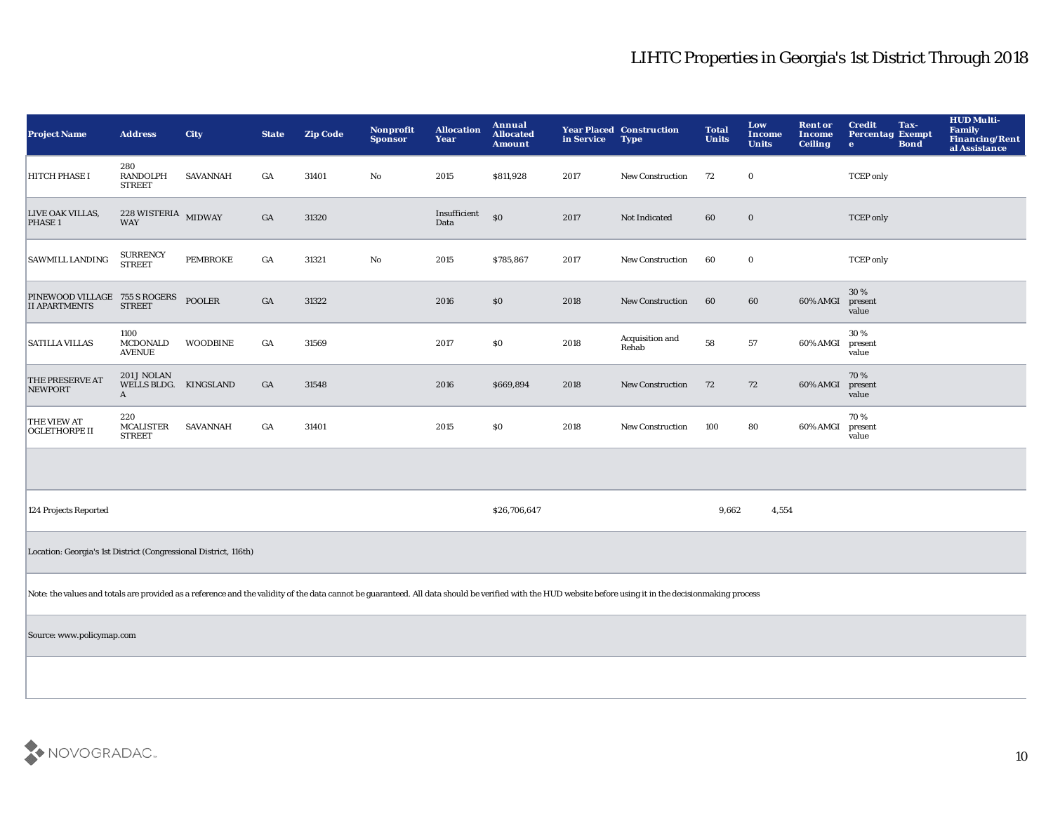# LIHTC Properties in Georgia's 1st District Through 2018

| Project Name | Address | City | State | Zip Code | Nonprofit Sponsor | Allocation Year | Annual Allocated Amount | Year Placed in Service | Construction Type | Total Units | Low Income Units | Rent or Income Ceiling | Credit Percentage | Tax-Exempt Bond | HUD Multi-Family Financing/Rental Assistance |
|---|---|---|---|---|---|---|---|---|---|---|---|---|---|---|---|
| HITCH PHASE I | 280 RANDOLPH STREET | SAVANNAH | GA | 31401 | No | 2015 | $811,928 | 2017 | New Construction | 72 | 0 | | TCEP only | | |
| LIVE OAK VILLAS, PHASE 1 | 228 WISTERIA WAY | MIDWAY | GA | 31320 | | Insufficient Data | $0 | 2017 | Not Indicated | 60 | 0 | | TCEP only | | |
| SAWMILL LANDING | SURRENCY STREET | PEMBROKE | GA | 31321 | No | 2015 | $785,867 | 2017 | New Construction | 60 | 0 | | TCEP only | | |
| PINEWOOD VILLAGE II APARTMENTS | 755 S ROGERS STREET | POOLER | GA | 31322 | | 2016 | $0 | 2018 | New Construction | 60 | 60 | 60% AMGI | 30 % present value | | |
| SATILLA VILLAS | 1100 MCDONALD AVENUE | WOODBINE | GA | 31569 | | 2017 | $0 | 2018 | Acquisition and Rehab | 58 | 57 | 60% AMGI | 30 % present value | | |
| THE PRESERVE AT NEWPORT | 201 J NOLAN WELLS BLDG. A | KINGSLAND | GA | 31548 | | 2016 | $669,894 | 2018 | New Construction | 72 | 72 | 60% AMGI | 70 % present value | | |
| THE VIEW AT OGLETHORPE II | 220 MCALISTER STREET | SAVANNAH | GA | 31401 | | 2015 | $0 | 2018 | New Construction | 100 | 80 | 60% AMGI | 70 % present value | | |
| | | | | | | | | | | | | | | | |
| 124 Projects Reported | | | | | | | $26,706,647 | | | 9,662 | 4,554 | | | | |

Location: Georgia's 1st District (Congressional District, 116th)

Note: the values and totals are provided as a reference and the validity of the data cannot be guaranteed. All data should be verified with the HUD website before using it in the decisionmaking process

Source: www.policymap.com